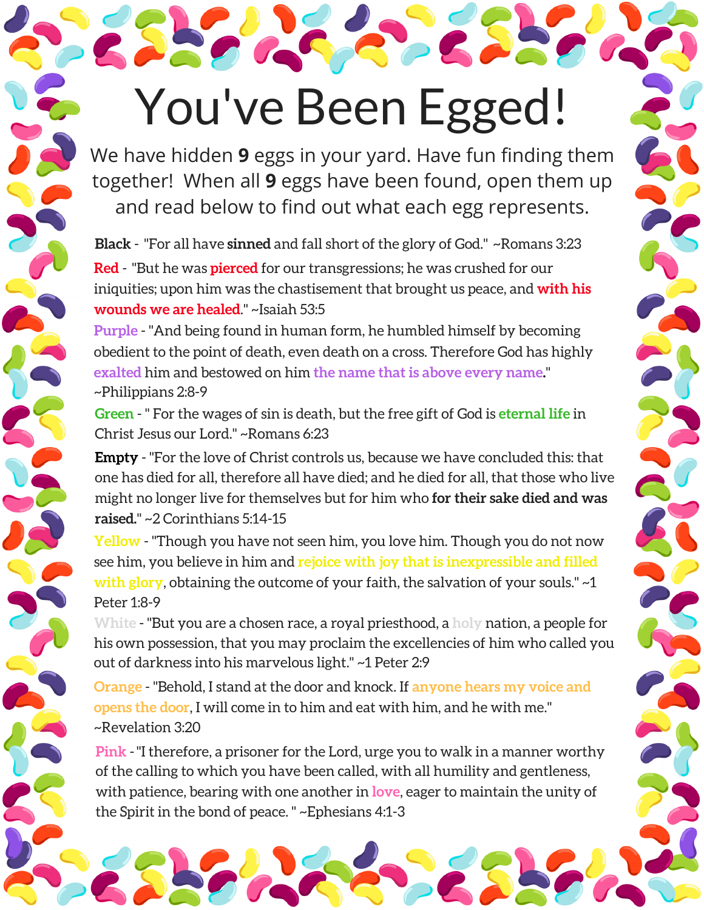# You've Been Egged!

We have hidden **9** eggs in your yard. Have fun finding them together! When all **9** eggs have been found, open them up and read below to find out what each egg represents.

**Black** - "For all have **sinned** and fall short of the glory of God." ~Romans 3:23

**Red** - "But he was **pierced** for our transgressions; he was crushed for our iniquities; upon him was the chastisement that brought us peace, and **with his wounds we are healed**." ~Isaiah 53:5

**Purple** - "And being found in human form, he humbled himself by becoming obedient to the point of death, even death on a cross. Therefore God has highly **exalted** him and bestowed on him **the name that is above every name**." ~Philippians 2:8-9

**Green** - " For the wages of sin is death, but the free gift of God is **eternal life** in Christ Jesus our Lord." ~Romans 6:23

**Empty** - "For the love of Christ controls us, because we have concluded this: that one has died for all, therefore all have died; and he died for all, that those who live might no longer live for themselves but for him who **for their sake died and was raised.**" ~2 Corinthians 5:14-15

**Yellow** - "Though you have not seen him, you love him. Though you do not now see him, you believe in him and **rejoice with joy that is inexpressible and filled with glory**, obtaining the outcome of your faith, the salvation of your souls." ~1 Peter 1:8-9

**White** - "But you are a chosen race, a royal priesthood, a **holy** nation, a people for his own possession, that you may proclaim the excellencies of him who called you out of darkness into his marvelous light." ~1 Peter 2:9

**Orange** - "Behold, I stand at the door and knock. If **anyone hears my voice and opens the door**, I will come in to him and eat with him, and he with me." ~Revelation 3:20

**Pink** - "I therefore, a prisoner for the Lord, urge you to walk in a manner worthy of the calling to which you have been called, with all humility and gentleness, with patience, bearing with one another in **love**, eager to maintain the unity of the Spirit in the bond of peace. " ~Ephesians 4:1-3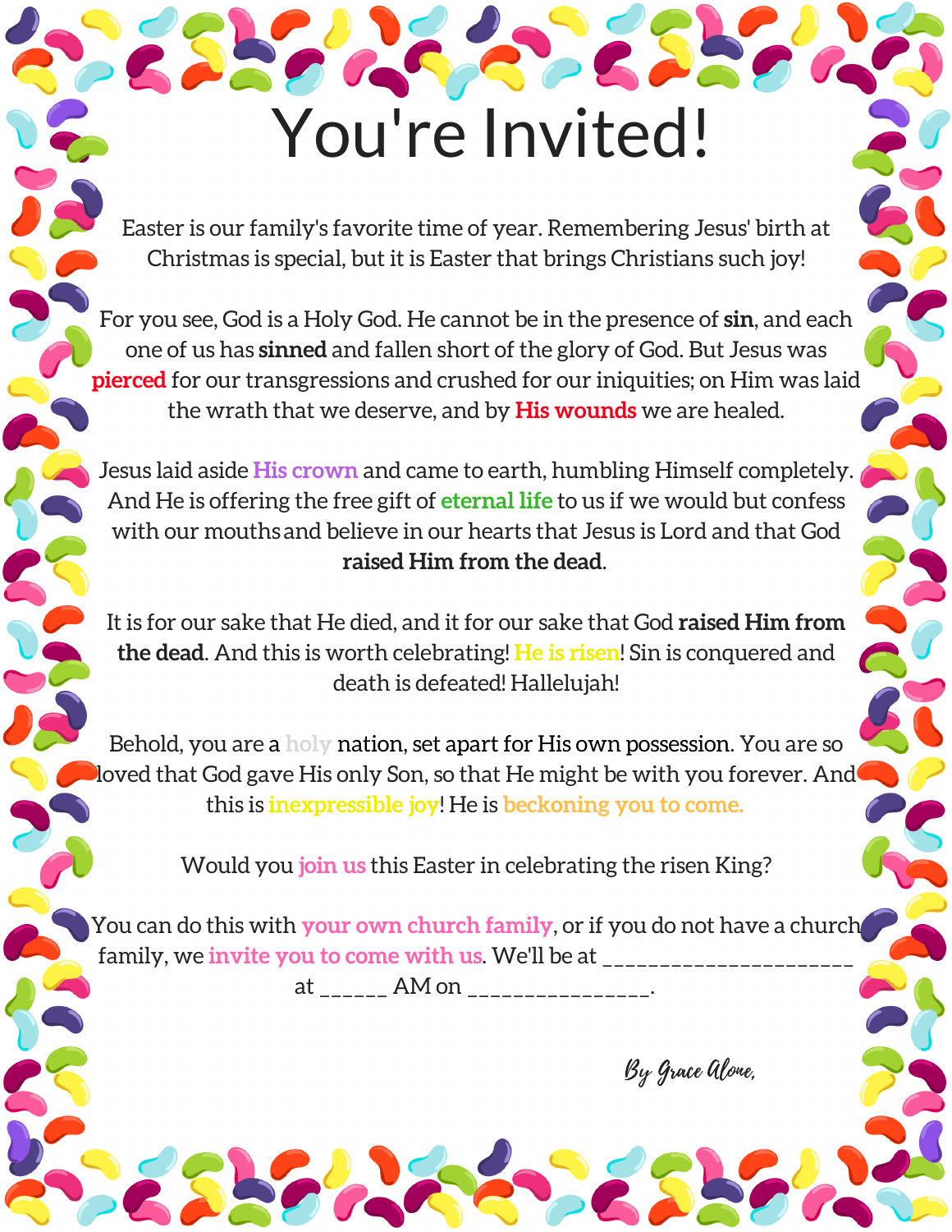# You're Invited!

Easter is our family's favorite time of year. Remembering Jesus' birth at Christmas is special, but it is Easter that brings Christians such joy!

For you see, God is a Holy God. He cannot be in the presence of **sin**, and each one of us has **sinned** and fallen short of the glory of God. But Jesus was **pierced** for our transgressions and crushed for our iniquities; on Him was laid the wrath that we deserve, and by **His wounds** we are healed.

Jesus laid aside **His crown** and came to earth, humbling Himself completely. And He is offering the free gift of **eternal life** to us if we would but confess with our mouths and believe in our hearts that Jesus is Lord and that God **raised Him from the dead**.

It is for our sake that He died, and it for our sake that God **raised Him from the dead**. And this is worth celebrating! **He is risen**! Sin is conquered and death is defeated! Hallelujah!

Behold, you are a **holy** nation, set apart for His own possession. You are so loved that God gave His only Son, so that He might be with you forever. And this is **inexpressible joy**! He is **beckoning you to come.**

Would you **join us** this Easter in celebrating the risen King?

You can do this with **your own church family**, or if you do not have a church family, we **invite you to come with us**. We'll be at _____________________ at ______ AM on _______________.

*By Grace Alone,*